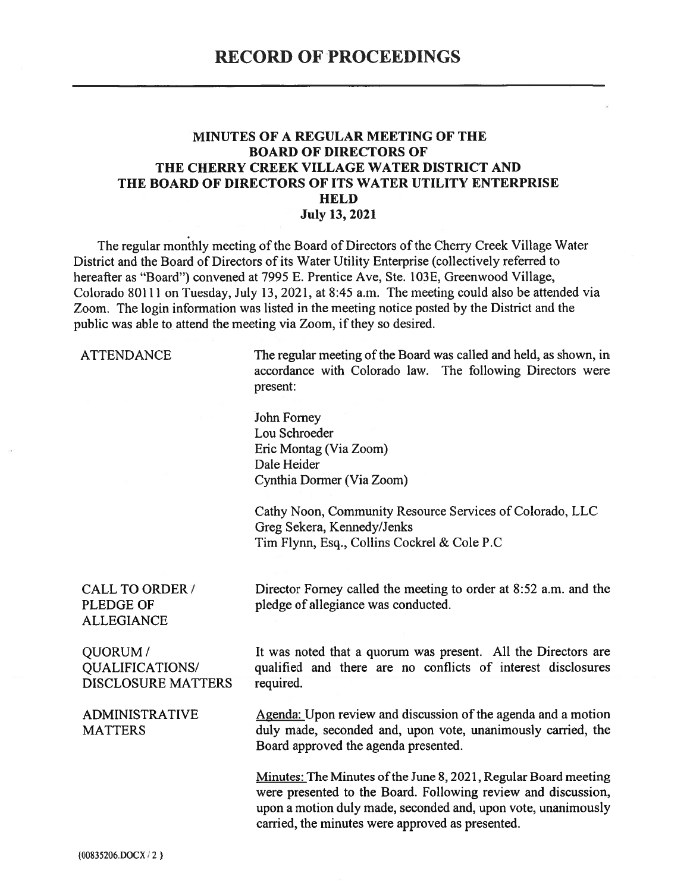# RECORD OF PROCEEDINGS

## MINUTES OF A REGULAR MEETING OF THE BOARD OF DIRECTORS OF THE CHERRY CREEK VILLAGE WATER DISTRICT AND THE BOARD OF DIRECTORS OF ITS WATER UTILITY ENTERPRISE HELD July 13, 2021

The regular monthly meeting of the Board of Directors of the Cherry Creek Village Water District and the Board of Directors of its Water Utility Enterprise (collectively referred to hereafter as "Board") convened at 7995 E. Prentice Ave, Ste. 103E, Greenwood Village, Colorado 80111 on Tuesday, July 13, 2021, at 8:45 a.m. The meeting could also be attended via Zoom. The login information was listed in the meeting notice posted by the District and the public was able to attend the meeting via Zoom, if they so desired.

**ATTENDANCE**

The regular meeting of the Board was called and held, as shown, in accordance with Colorado law. The following Directors were present:

John Forney
Lou Schroeder
Eric Montag (Via Zoom)
Dale Heider
Cynthia Dormer (Via Zoom)

Cathy Noon, Community Resource Services of Colorado, LLC
Greg Sekera, Kennedy/Jenks
Tim Flynn, Esq., Collins Cockrel & Cole P.C

**CALL TO ORDER / PLEDGE OF ALLEGIANCE**

Director Forney called the meeting to order at 8:52 a.m. and the pledge of allegiance was conducted.

**QUORUM / QUALIFICATIONS/ DISCLOSURE MATTERS**

It was noted that a quorum was present. All the Directors are qualified and there are no conflicts of interest disclosures required.

**ADMINISTRATIVE MATTERS**

Agenda: Upon review and discussion of the agenda and a motion duly made, seconded and, upon vote, unanimously carried, the Board approved the agenda presented.

Minutes: The Minutes of the June 8, 2021, Regular Board meeting were presented to the Board. Following review and discussion, upon a motion duly made, seconded and, upon vote, unanimously carried, the minutes were approved as presented.

{00835206.DOCX / 2 }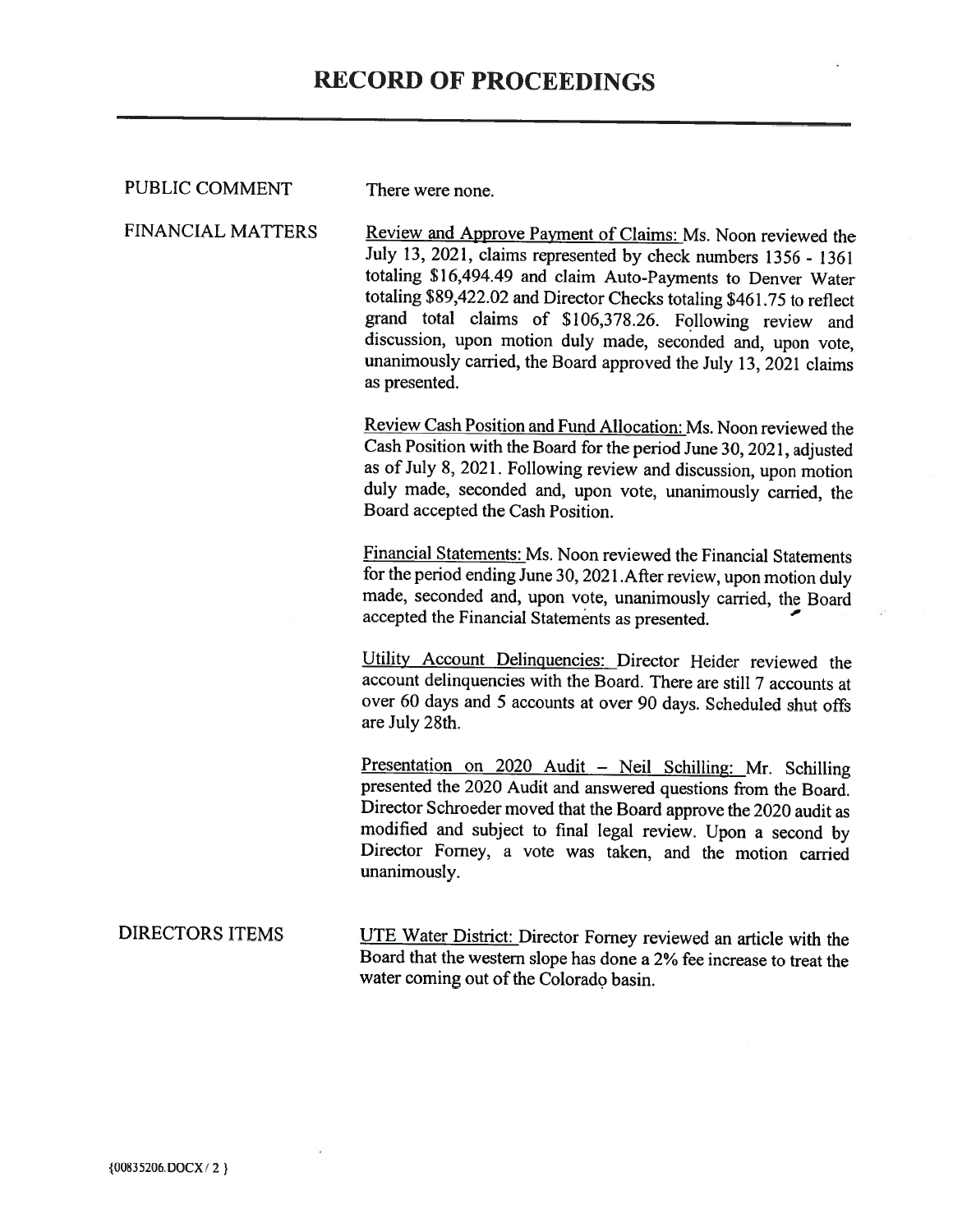# RECORD OF PROCEEDINGS

**PUBLIC COMMENT**

There were none.

**FINANCIAL MATTERS**

Review and Approve Payment of Claims: Ms. Noon reviewed the July 13, 2021, claims represented by check numbers 1356 - 1361 totaling $16,494.49 and claim Auto-Payments to Denver Water totaling $89,422.02 and Director Checks totaling $461.75 to reflect grand total claims of $106,378.26. Following review and discussion, upon motion duly made, seconded and, upon vote, unanimously carried, the Board approved the July 13, 2021 claims as presented.

Review Cash Position and Fund Allocation: Ms. Noon reviewed the Cash Position with the Board for the period June 30, 2021, adjusted as of July 8, 2021. Following review and discussion, upon motion duly made, seconded and, upon vote, unanimously carried, the Board accepted the Cash Position.

Financial Statements: Ms. Noon reviewed the Financial Statements for the period ending June 30, 2021.After review, upon motion duly made, seconded and, upon vote, unanimously carried, the Board accepted the Financial Statements as presented.

Utility Account Delinquencies: Director Heider reviewed the account delinquencies with the Board. There are still 7 accounts at over 60 days and 5 accounts at over 90 days. Scheduled shut offs are July 28th.

Presentation on 2020 Audit – Neil Schilling: Mr. Schilling presented the 2020 Audit and answered questions from the Board. Director Schroeder moved that the Board approve the 2020 audit as modified and subject to final legal review. Upon a second by Director Forney, a vote was taken, and the motion carried unanimously.

**DIRECTORS ITEMS**

UTE Water District: Director Forney reviewed an article with the Board that the western slope has done a 2% fee increase to treat the water coming out of the Colorado basin.

{00835206.DOCX / 2 }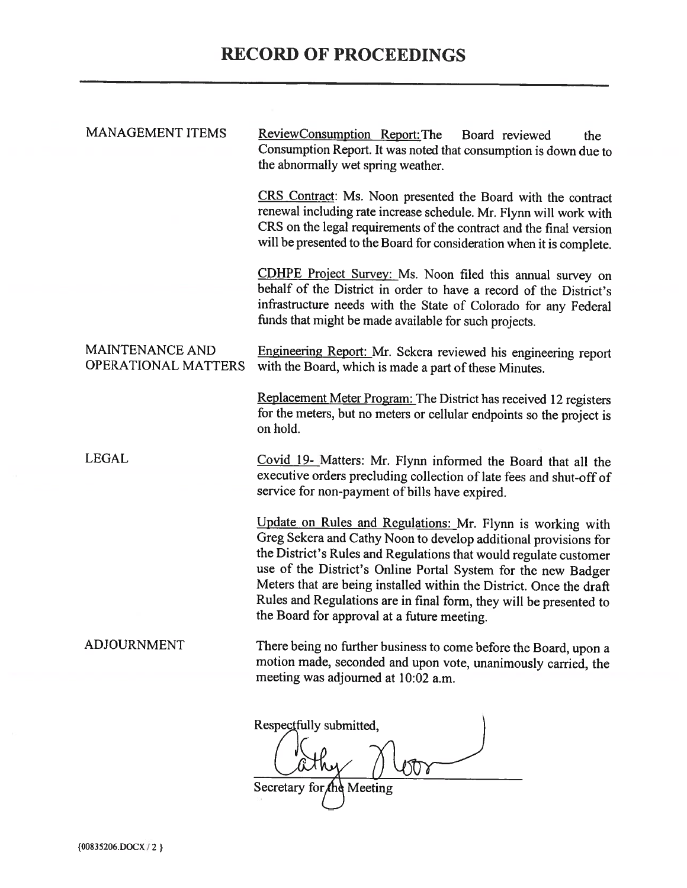# RECORD OF PROCEEDINGS

| | |
|---|---|
| MANAGEMENT ITEMS | ReviewConsumption Report: The Board reviewed the Consumption Report. It was noted that consumption is down due to the abnormally wet spring weather. |
| | CRS Contract: Ms. Noon presented the Board with the contract renewal including rate increase schedule. Mr. Flynn will work with CRS on the legal requirements of the contract and the final version will be presented to the Board for consideration when it is complete. |
| | CDHPE Project Survey: Ms. Noon filed this annual survey on behalf of the District in order to have a record of the District's infrastructure needs with the State of Colorado for any Federal funds that might be made available for such projects. |
| MAINTENANCE AND OPERATIONAL MATTERS | Engineering Report: Mr. Sekera reviewed his engineering report with the Board, which is made a part of these Minutes. |
| | Replacement Meter Program: The District has received 12 registers for the meters, but no meters or cellular endpoints so the project is on hold. |
| LEGAL | Covid 19- Matters: Mr. Flynn informed the Board that all the executive orders precluding collection of late fees and shut-off of service for non-payment of bills have expired. |
| | Update on Rules and Regulations: Mr. Flynn is working with Greg Sekera and Cathy Noon to develop additional provisions for the District's Rules and Regulations that would regulate customer use of the District's Online Portal System for the new Badger Meters that are being installed within the District. Once the draft Rules and Regulations are in final form, they will be presented to the Board for approval at a future meeting. |
| ADJOURNMENT | There being no further business to come before the Board, upon a motion made, seconded and upon vote, unanimously carried, the meeting was adjourned at 10:02 a.m. |

Respectfully submitted,

Cathy Noon

Secretary for the Meeting

{00835206.DOCX / 2 }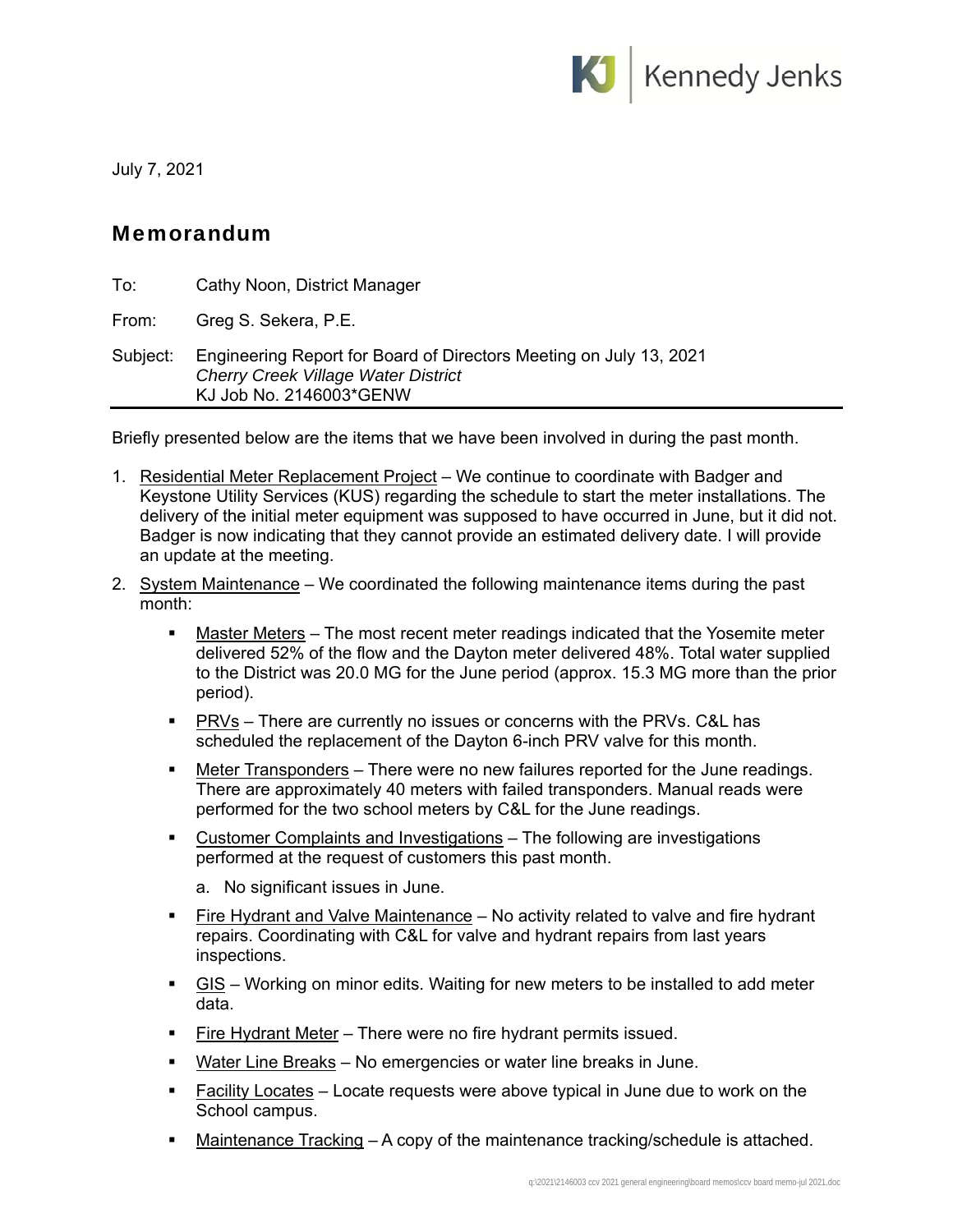Kennedy Jenks

July 7, 2021

## Memorandum

To: Cathy Noon, District Manager

From: Greg S. Sekera, P.E.

Subject: Engineering Report for Board of Directors Meeting on July 13, 2021
*Cherry Creek Village Water District*
KJ Job No. 2146003*GENW

---

Briefly presented below are the items that we have been involved in during the past month.

1. Residential Meter Replacement Project – We continue to coordinate with Badger and Keystone Utility Services (KUS) regarding the schedule to start the meter installations. The delivery of the initial meter equipment was supposed to have occurred in June, but it did not. Badger is now indicating that they cannot provide an estimated delivery date. I will provide an update at the meeting.
2. System Maintenance – We coordinated the following maintenance items during the past month:
   - Master Meters – The most recent meter readings indicated that the Yosemite meter delivered 52% of the flow and the Dayton meter delivered 48%. Total water supplied to the District was 20.0 MG for the June period (approx. 15.3 MG more than the prior period).
   - PRVs – There are currently no issues or concerns with the PRVs. C&L has scheduled the replacement of the Dayton 6-inch PRV valve for this month.
   - Meter Transponders – There were no new failures reported for the June readings. There are approximately 40 meters with failed transponders. Manual reads were performed for the two school meters by C&L for the June readings.
   - Customer Complaints and Investigations – The following are investigations performed at the request of customers this past month.
     a. No significant issues in June.
   - Fire Hydrant and Valve Maintenance – No activity related to valve and fire hydrant repairs. Coordinating with C&L for valve and hydrant repairs from last years inspections.
   - GIS – Working on minor edits. Waiting for new meters to be installed to add meter data.
   - Fire Hydrant Meter – There were no fire hydrant permits issued.
   - Water Line Breaks – No emergencies or water line breaks in June.
   - Facility Locates – Locate requests were above typical in June due to work on the School campus.
   - Maintenance Tracking – A copy of the maintenance tracking/schedule is attached.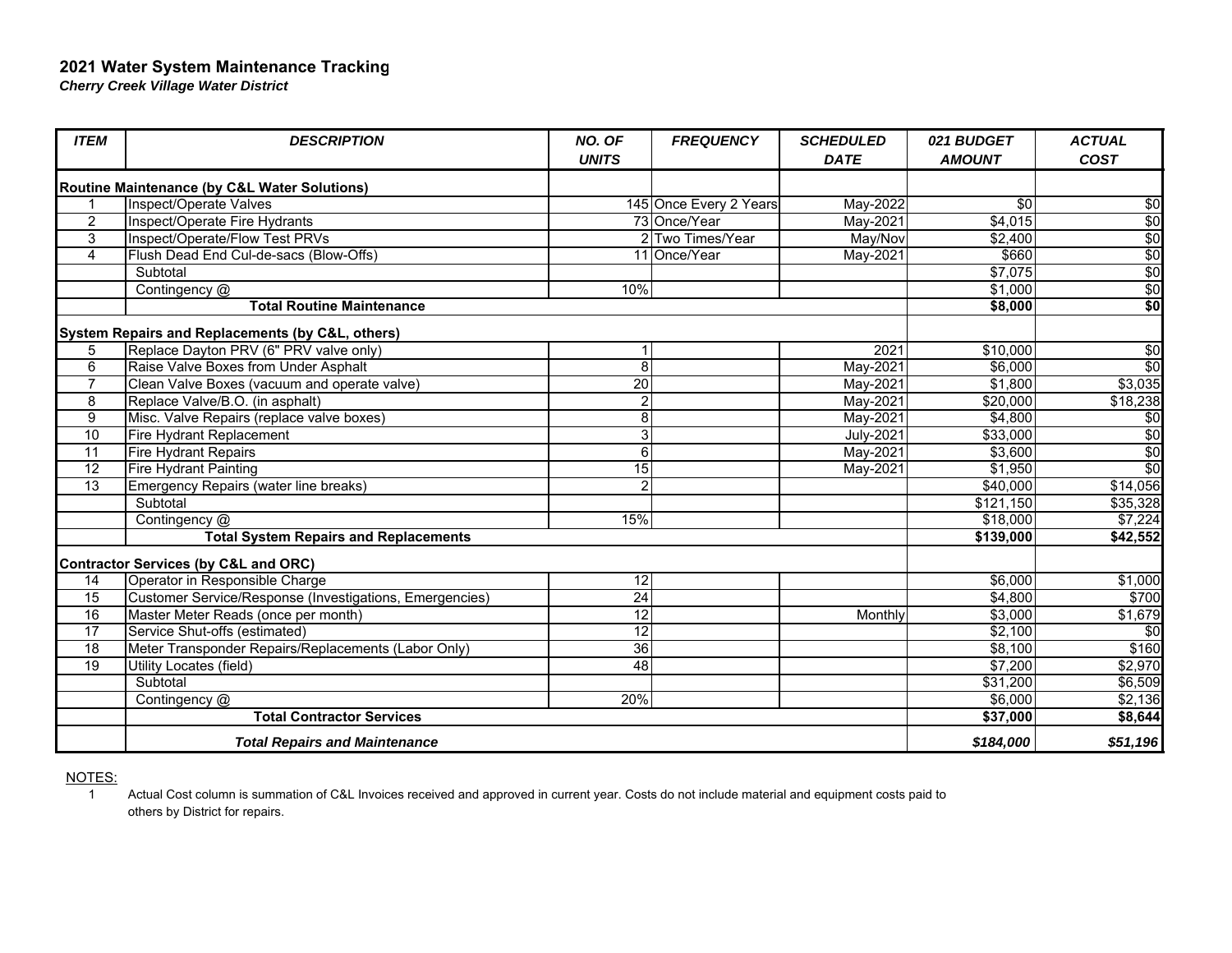## 2021 Water System Maintenance Tracking

***Cherry Creek Village Water District***

| ITEM | DESCRIPTION | NO. OF UNITS | FREQUENCY | SCHEDULED DATE | 021 BUDGET AMOUNT | ACTUAL COST |
|---|---|---|---|---|---|---|
| **Routine Maintenance (by C&L Water Solutions)** | | | | | | |
| 1 | Inspect/Operate Valves | 145 | Once Every 2 Years | May-2022 | $0 | $0 |
| 2 | Inspect/Operate Fire Hydrants | 73 | Once/Year | May-2021 | $4,015 | $0 |
| 3 | Inspect/Operate/Flow Test PRVs | 2 | Two Times/Year | May/Nov | $2,400 | $0 |
| 4 | Flush Dead End Cul-de-sacs (Blow-Offs) | 11 | Once/Year | May-2021 | $660 | $0 |
| | Subtotal | | | | $7,075 | $0 |
| | Contingency @ | 10% | | | $1,000 | $0 |
| | **Total Routine Maintenance** | | | | **$8,000** | **$0** |
| **System Repairs and Replacements (by C&L, others)** | | | | | | |
| 5 | Replace Dayton PRV (6" PRV valve only) | 1 | | 2021 | $10,000 | $0 |
| 6 | Raise Valve Boxes from Under Asphalt | 8 | | May-2021 | $6,000 | $0 |
| 7 | Clean Valve Boxes (vacuum and operate valve) | 20 | | May-2021 | $1,800 | $3,035 |
| 8 | Replace Valve/B.O. (in asphalt) | 2 | | May-2021 | $20,000 | $18,238 |
| 9 | Misc. Valve Repairs (replace valve boxes) | 8 | | May-2021 | $4,800 | $0 |
| 10 | Fire Hydrant Replacement | 3 | | July-2021 | $33,000 | $0 |
| 11 | Fire Hydrant Repairs | 6 | | May-2021 | $3,600 | $0 |
| 12 | Fire Hydrant Painting | 15 | | May-2021 | $1,950 | $0 |
| 13 | Emergency Repairs (water line breaks) | 2 | | | $40,000 | $14,056 |
| | Subtotal | | | | $121,150 | $35,328 |
| | Contingency @ | 15% | | | $18,000 | $7,224 |
| | **Total System Repairs and Replacements** | | | | **$139,000** | **$42,552** |
| **Contractor Services (by C&L and ORC)** | | | | | | |
| 14 | Operator in Responsible Charge | 12 | | | $6,000 | $1,000 |
| 15 | Customer Service/Response (Investigations, Emergencies) | 24 | | | $4,800 | $700 |
| 16 | Master Meter Reads (once per month) | 12 | | Monthly | $3,000 | $1,679 |
| 17 | Service Shut-offs (estimated) | 12 | | | $2,100 | $0 |
| 18 | Meter Transponder Repairs/Replacements (Labor Only) | 36 | | | $8,100 | $160 |
| 19 | Utility Locates (field) | 48 | | | $7,200 | $2,970 |
| | Subtotal | | | | $31,200 | $6,509 |
| | Contingency @ | 20% | | | $6,000 | $2,136 |
| | **Total Contractor Services** | | | | **$37,000** | **$8,644** |
| | ***Total Repairs and Maintenance*** | | | | ***$184,000*** | ***$51,196*** |

NOTES:

1 Actual Cost column is summation of C&L Invoices received and approved in current year. Costs do not include material and equipment costs paid to others by District for repairs.